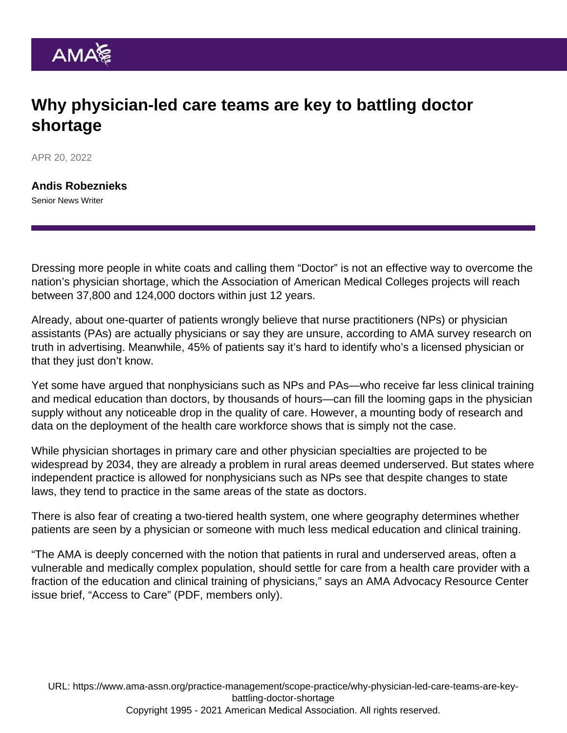# Why physician-led care teams are key to battling doctor shortage

APR 20, 2022

**Andis Robeznieks**

Senior News Writer

Dressing more people in white coats and calling them "Doctor" is not an effective way to overcome the nation's physician shortage, which the Association of American Medical Colleges projects will reach between 37,800 and 124,000 doctors within just 12 years.

Already, about one-quarter of patients wrongly believe that nurse practitioners (NPs) or physician assistants (PAs) are actually physicians or say they are unsure, according to AMA survey research on truth in advertising. Meanwhile, 45% of patients say it's hard to identify who's a licensed physician or that they just don't know.

Yet some have argued that nonphysicians such as NPs and PAs—who receive far less clinical training and medical education than doctors, by thousands of hours—can fill the looming gaps in the physician supply without any noticeable drop in the quality of care. However, a mounting body of research and data on the deployment of the health care workforce shows that is simply not the case.

While physician shortages in primary care and other physician specialties are projected to be widespread by 2034, they are already a problem in rural areas deemed underserved. But states where independent practice is allowed for nonphysicians such as NPs see that despite changes to state laws, they tend to practice in the same areas of the state as doctors.

There is also fear of creating a two-tiered health system, one where geography determines whether patients are seen by a physician or someone with much less medical education and clinical training.

"The AMA is deeply concerned with the notion that patients in rural and underserved areas, often a vulnerable and medically complex population, should settle for care from a health care provider with a fraction of the education and clinical training of physicians," says an AMA Advocacy Resource Center issue brief, "Access to Care" (PDF, members only).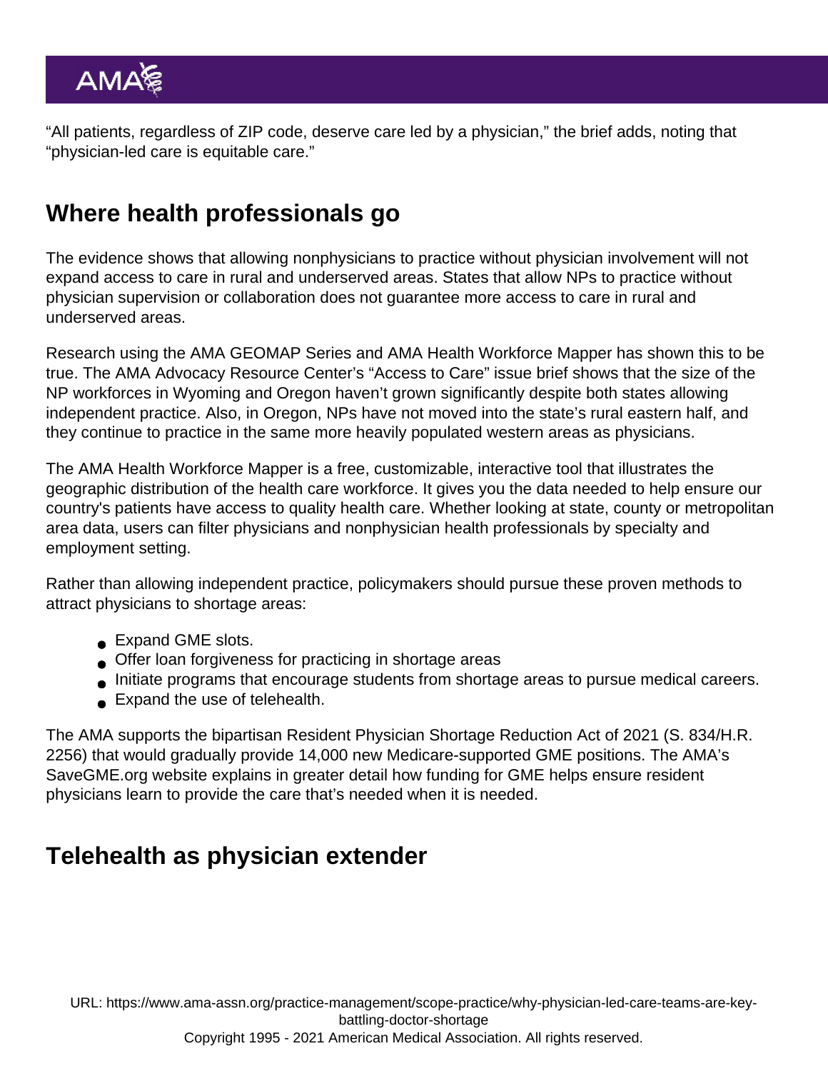“All patients, regardless of ZIP code, deserve care led by a physician,” the brief adds, noting that “physician-led care is equitable care.”

## Where health professionals go

The evidence shows that allowing nonphysicians to practice without physician involvement will not expand access to care in rural and underserved areas. States that allow NPs to practice without physician supervision or collaboration does not guarantee more access to care in rural and underserved areas.

Research using the AMA GEOMAP Series and AMA Health Workforce Mapper has shown this to be true. The AMA Advocacy Resource Center’s “Access to Care” issue brief shows that the size of the NP workforces in Wyoming and Oregon haven’t grown significantly despite both states allowing independent practice. Also, in Oregon, NPs have not moved into the state’s rural eastern half, and they continue to practice in the same more heavily populated western areas as physicians.

The AMA Health Workforce Mapper is a free, customizable, interactive tool that illustrates the geographic distribution of the health care workforce. It gives you the data needed to help ensure our country's patients have access to quality health care. Whether looking at state, county or metropolitan area data, users can filter physicians and nonphysician health professionals by specialty and employment setting.

Rather than allowing independent practice, policymakers should pursue these proven methods to attract physicians to shortage areas:

- Expand GME slots.
- Offer loan forgiveness for practicing in shortage areas
- Initiate programs that encourage students from shortage areas to pursue medical careers.
- Expand the use of telehealth.

The AMA supports the bipartisan Resident Physician Shortage Reduction Act of 2021 (S. 834/H.R. 2256) that would gradually provide 14,000 new Medicare-supported GME positions. The AMA’s SaveGME.org website explains in greater detail how funding for GME helps ensure resident physicians learn to provide the care that’s needed when it is needed.

## Telehealth as physician extender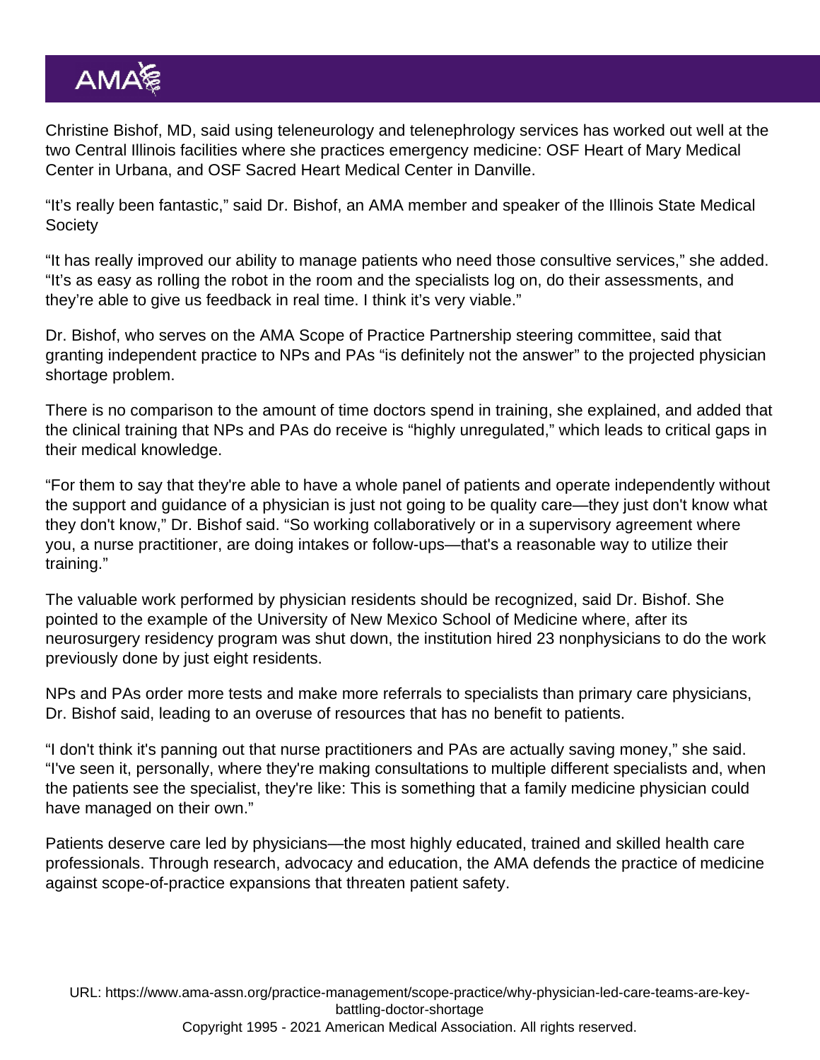Christine Bishof, MD, said using teleneurology and telenephrology services has worked out well at the two Central Illinois facilities where she practices emergency medicine: OSF Heart of Mary Medical Center in Urbana, and OSF Sacred Heart Medical Center in Danville.

"It's really been fantastic," said Dr. Bishof, an AMA member and speaker of the Illinois State Medical Society

"It has really improved our ability to manage patients who need those consultive services," she added. "It's as easy as rolling the robot in the room and the specialists log on, do their assessments, and they're able to give us feedback in real time. I think it's very viable."

Dr. Bishof, who serves on the AMA Scope of Practice Partnership steering committee, said that granting independent practice to NPs and PAs "is definitely not the answer" to the projected physician shortage problem.

There is no comparison to the amount of time doctors spend in training, she explained, and added that the clinical training that NPs and PAs do receive is "highly unregulated," which leads to critical gaps in their medical knowledge.

"For them to say that they're able to have a whole panel of patients and operate independently without the support and guidance of a physician is just not going to be quality care—they just don't know what they don't know," Dr. Bishof said. "So working collaboratively or in a supervisory agreement where you, a nurse practitioner, are doing intakes or follow-ups—that's a reasonable way to utilize their training."

The valuable work performed by physician residents should be recognized, said Dr. Bishof. She pointed to the example of the University of New Mexico School of Medicine where, after its neurosurgery residency program was shut down, the institution hired 23 nonphysicians to do the work previously done by just eight residents.

NPs and PAs order more tests and make more referrals to specialists than primary care physicians, Dr. Bishof said, leading to an overuse of resources that has no benefit to patients.

"I don't think it's panning out that nurse practitioners and PAs are actually saving money," she said. "I've seen it, personally, where they're making consultations to multiple different specialists and, when the patients see the specialist, they're like: This is something that a family medicine physician could have managed on their own."

Patients deserve care led by physicians—the most highly educated, trained and skilled health care professionals. Through research, advocacy and education, the AMA defends the practice of medicine against scope-of-practice expansions that threaten patient safety.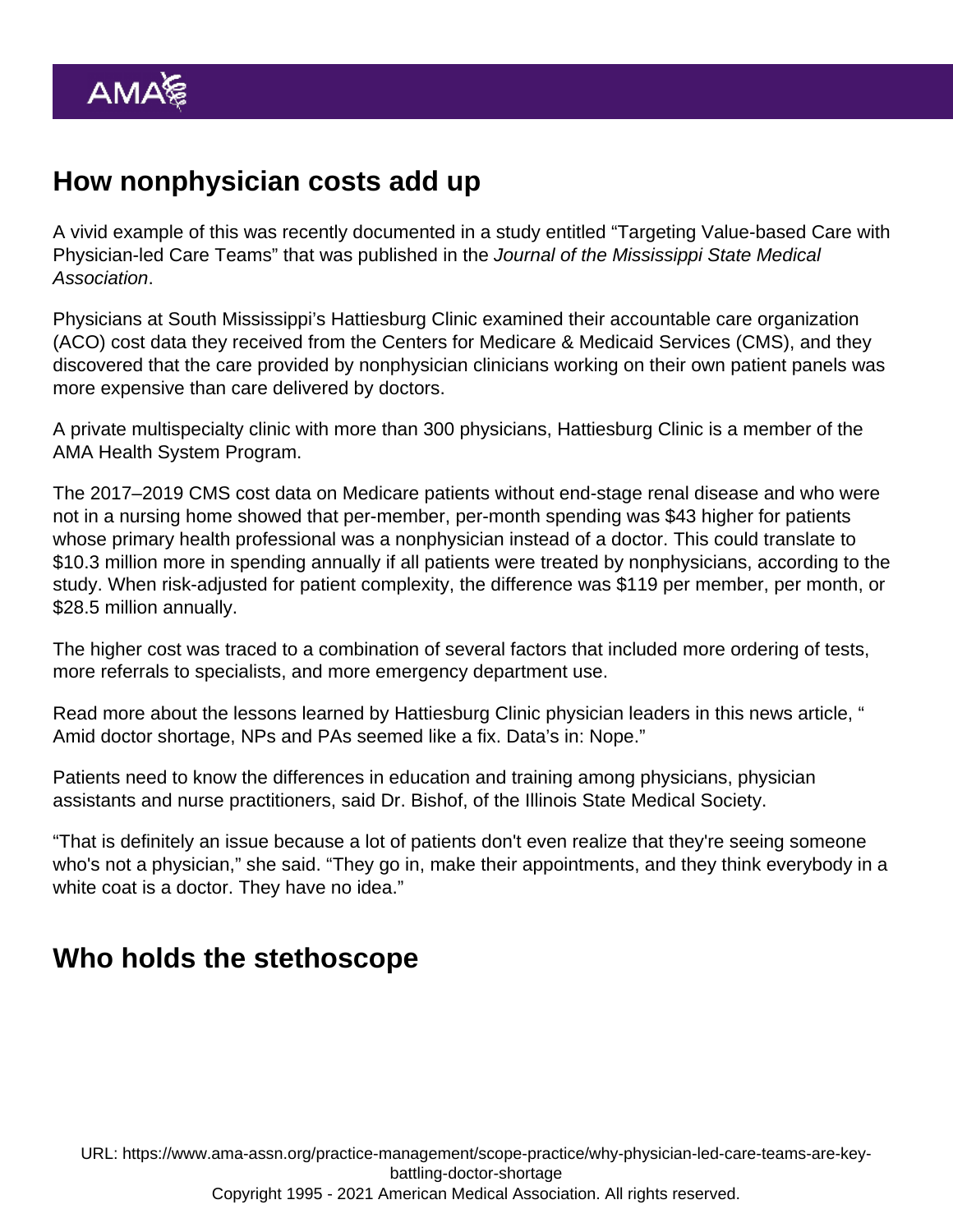## How nonphysician costs add up

A vivid example of this was recently documented in a study entitled "Targeting Value-based Care with Physician-led Care Teams" that was published in the *Journal of the Mississippi State Medical Association*.

Physicians at South Mississippi's Hattiesburg Clinic examined their accountable care organization (ACO) cost data they received from the Centers for Medicare & Medicaid Services (CMS), and they discovered that the care provided by nonphysician clinicians working on their own patient panels was more expensive than care delivered by doctors.

A private multispecialty clinic with more than 300 physicians, Hattiesburg Clinic is a member of the AMA Health System Program.

The 2017–2019 CMS cost data on Medicare patients without end-stage renal disease and who were not in a nursing home showed that per-member, per-month spending was $43 higher for patients whose primary health professional was a nonphysician instead of a doctor. This could translate to $10.3 million more in spending annually if all patients were treated by nonphysicians, according to the study. When risk-adjusted for patient complexity, the difference was $119 per member, per month, or $28.5 million annually.

The higher cost was traced to a combination of several factors that included more ordering of tests, more referrals to specialists, and more emergency department use.

Read more about the lessons learned by Hattiesburg Clinic physician leaders in this news article, " Amid doctor shortage, NPs and PAs seemed like a fix. Data's in: Nope."

Patients need to know the differences in education and training among physicians, physician assistants and nurse practitioners, said Dr. Bishof, of the Illinois State Medical Society.

"That is definitely an issue because a lot of patients don't even realize that they're seeing someone who's not a physician," she said. "They go in, make their appointments, and they think everybody in a white coat is a doctor. They have no idea."

## Who holds the stethoscope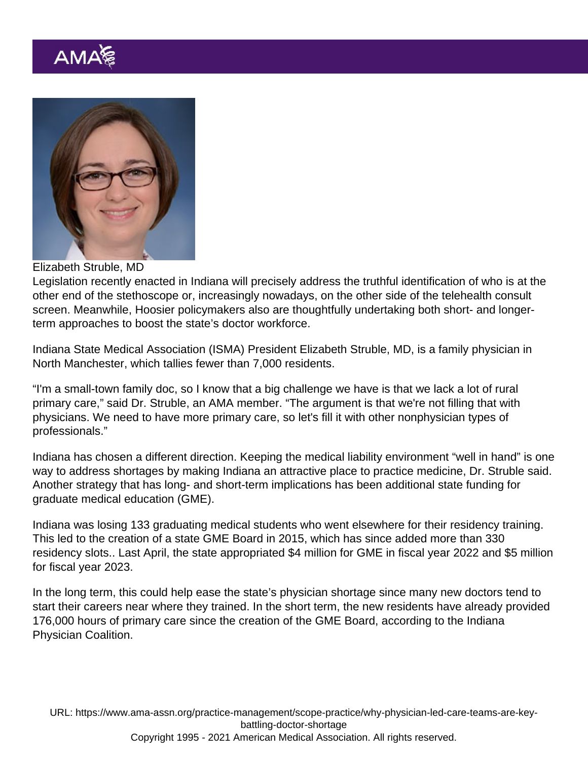Elizabeth Struble, MD

Legislation recently enacted in Indiana will precisely address the truthful identification of who is at the other end of the stethoscope or, increasingly nowadays, on the other side of the telehealth consult screen. Meanwhile, Hoosier policymakers also are thoughtfully undertaking both short- and longer-term approaches to boost the state's doctor workforce.

Indiana State Medical Association (ISMA) President Elizabeth Struble, MD, is a family physician in North Manchester, which tallies fewer than 7,000 residents.

"I'm a small-town family doc, so I know that a big challenge we have is that we lack a lot of rural primary care," said Dr. Struble, an AMA member. "The argument is that we're not filling that with physicians. We need to have more primary care, so let's fill it with other nonphysician types of professionals."

Indiana has chosen a different direction. Keeping the medical liability environment "well in hand" is one way to address shortages by making Indiana an attractive place to practice medicine, Dr. Struble said. Another strategy that has long- and short-term implications has been additional state funding for graduate medical education (GME).

Indiana was losing 133 graduating medical students who went elsewhere for their residency training. This led to the creation of a state GME Board in 2015, which has since added more than 330 residency slots.. Last April, the state appropriated $4 million for GME in fiscal year 2022 and $5 million for fiscal year 2023.

In the long term, this could help ease the state's physician shortage since many new doctors tend to start their careers near where they trained. In the short term, the new residents have already provided 176,000 hours of primary care since the creation of the GME Board, according to the Indiana Physician Coalition.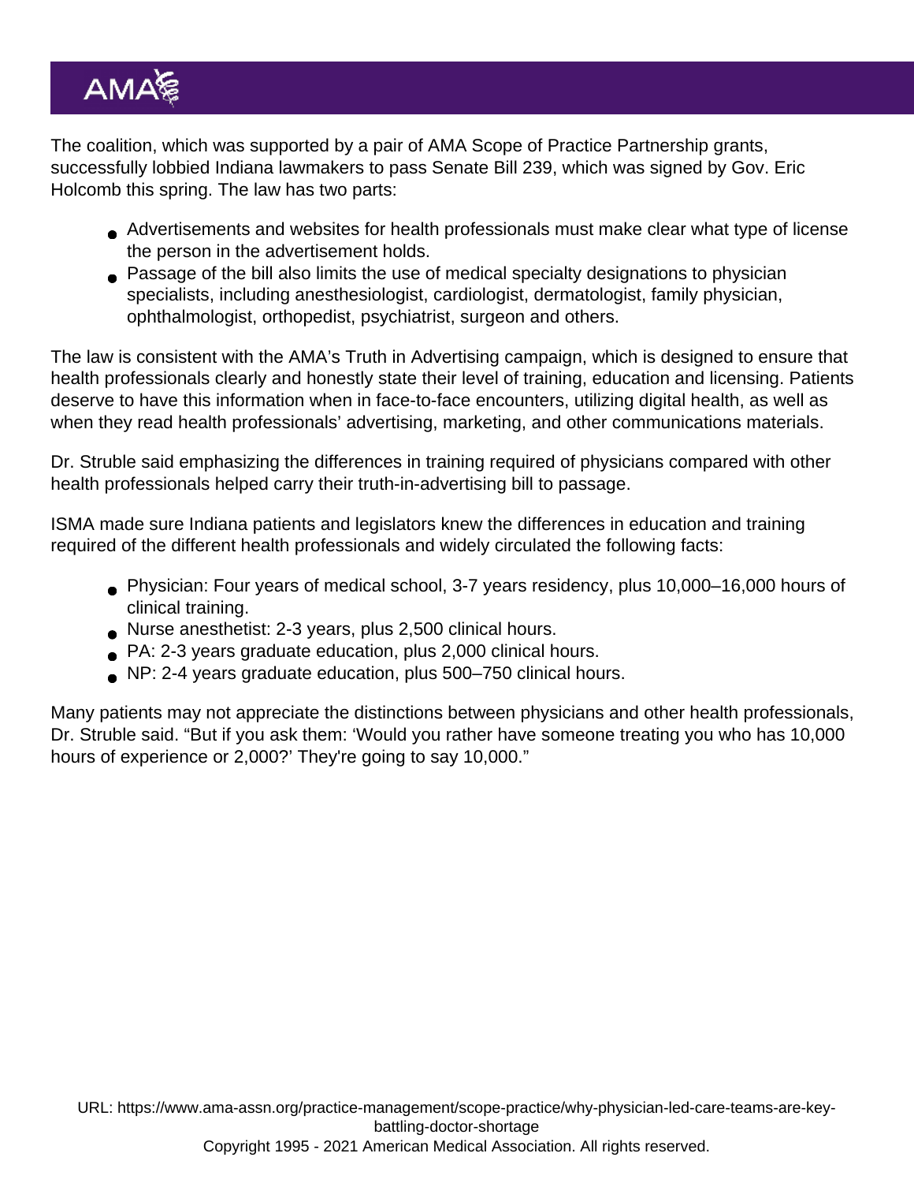The coalition, which was supported by a pair of AMA Scope of Practice Partnership grants, successfully lobbied Indiana lawmakers to pass Senate Bill 239, which was signed by Gov. Eric Holcomb this spring. The law has two parts:

- Advertisements and websites for health professionals must make clear what type of license the person in the advertisement holds.
- Passage of the bill also limits the use of medical specialty designations to physician specialists, including anesthesiologist, cardiologist, dermatologist, family physician, ophthalmologist, orthopedist, psychiatrist, surgeon and others.

The law is consistent with the AMA's Truth in Advertising campaign, which is designed to ensure that health professionals clearly and honestly state their level of training, education and licensing. Patients deserve to have this information when in face-to-face encounters, utilizing digital health, as well as when they read health professionals' advertising, marketing, and other communications materials.

Dr. Struble said emphasizing the differences in training required of physicians compared with other health professionals helped carry their truth-in-advertising bill to passage.

ISMA made sure Indiana patients and legislators knew the differences in education and training required of the different health professionals and widely circulated the following facts:

- Physician: Four years of medical school, 3-7 years residency, plus 10,000–16,000 hours of clinical training.
- Nurse anesthetist: 2-3 years, plus 2,500 clinical hours.
- PA: 2-3 years graduate education, plus 2,000 clinical hours.
- NP: 2-4 years graduate education, plus 500–750 clinical hours.

Many patients may not appreciate the distinctions between physicians and other health professionals, Dr. Struble said. "But if you ask them: 'Would you rather have someone treating you who has 10,000 hours of experience or 2,000?' They're going to say 10,000."